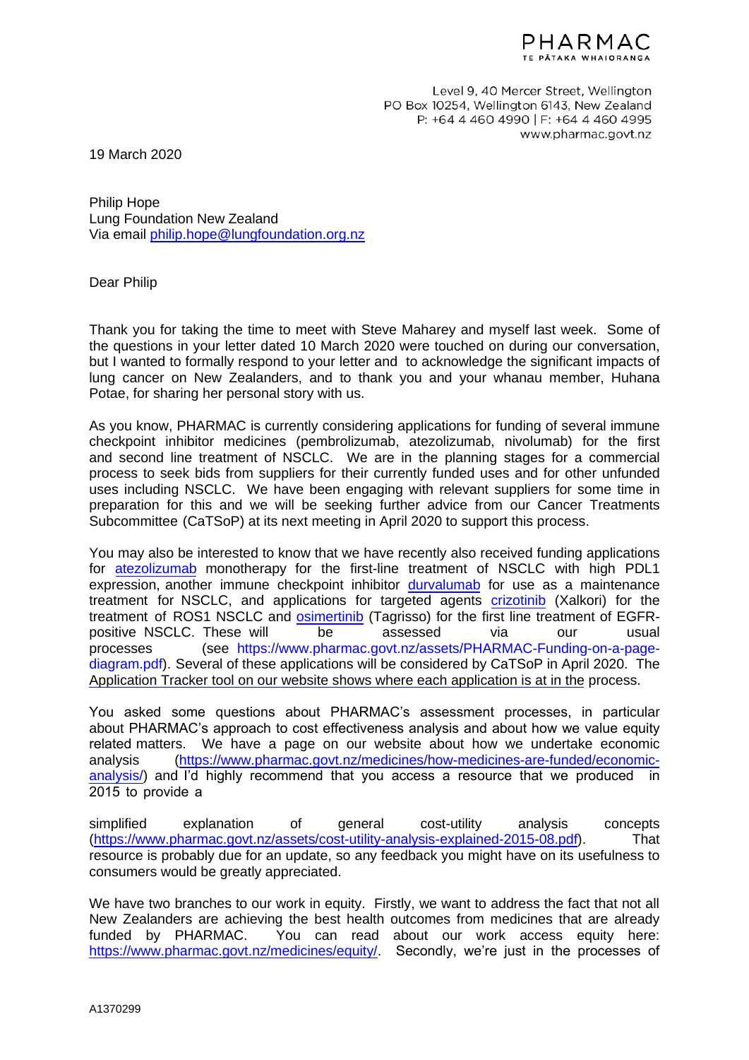PHARMAC
TE PĀTAKA WHAIORANGA

Level 9, 40 Mercer Street, Wellington
PO Box 10254, Wellington 6143, New Zealand
P: +64 4 460 4990 | F: +64 4 460 4995
www.pharmac.govt.nz

19 March 2020

Philip Hope
Lung Foundation New Zealand
Via email philip.hope@lungfoundation.org.nz

Dear Philip

Thank you for taking the time to meet with Steve Maharey and myself last week. Some of the questions in your letter dated 10 March 2020 were touched on during our conversation, but I wanted to formally respond to your letter and to acknowledge the significant impacts of lung cancer on New Zealanders, and to thank you and your whanau member, Huhana Potae, for sharing her personal story with us.

As you know, PHARMAC is currently considering applications for funding of several immune checkpoint inhibitor medicines (pembrolizumab, atezolizumab, nivolumab) for the first and second line treatment of NSCLC. We are in the planning stages for a commercial process to seek bids from suppliers for their currently funded uses and for other unfunded uses including NSCLC. We have been engaging with relevant suppliers for some time in preparation for this and we will be seeking further advice from our Cancer Treatments Subcommittee (CaTSoP) at its next meeting in April 2020 to support this process.

You may also be interested to know that we have recently also received funding applications for atezolizumab monotherapy for the first-line treatment of NSCLC with high PDL1 expression, another immune checkpoint inhibitor durvalumab for use as a maintenance treatment for NSCLC, and applications for targeted agents crizotinib (Xalkori) for the treatment of ROS1 NSCLC and osimertinib (Tagrisso) for the first line treatment of EGFR-positive NSCLC. These will be assessed via our usual processes (see https://www.pharmac.govt.nz/assets/PHARMAC-Funding-on-a-page-diagram.pdf). Several of these applications will be considered by CaTSoP in April 2020. The Application Tracker tool on our website shows where each application is at in the process.

You asked some questions about PHARMAC's assessment processes, in particular about PHARMAC's approach to cost effectiveness analysis and about how we value equity related matters. We have a page on our website about how we undertake economic analysis (https://www.pharmac.govt.nz/medicines/how-medicines-are-funded/economic-analysis/) and I'd highly recommend that you access a resource that we produced in 2015 to provide a

simplified explanation of general cost-utility analysis concepts (https://www.pharmac.govt.nz/assets/cost-utility-analysis-explained-2015-08.pdf). That resource is probably due for an update, so any feedback you might have on its usefulness to consumers would be greatly appreciated.

We have two branches to our work in equity. Firstly, we want to address the fact that not all New Zealanders are achieving the best health outcomes from medicines that are already funded by PHARMAC. You can read about our work access equity here: https://www.pharmac.govt.nz/medicines/equity/. Secondly, we're just in the processes of

A1370299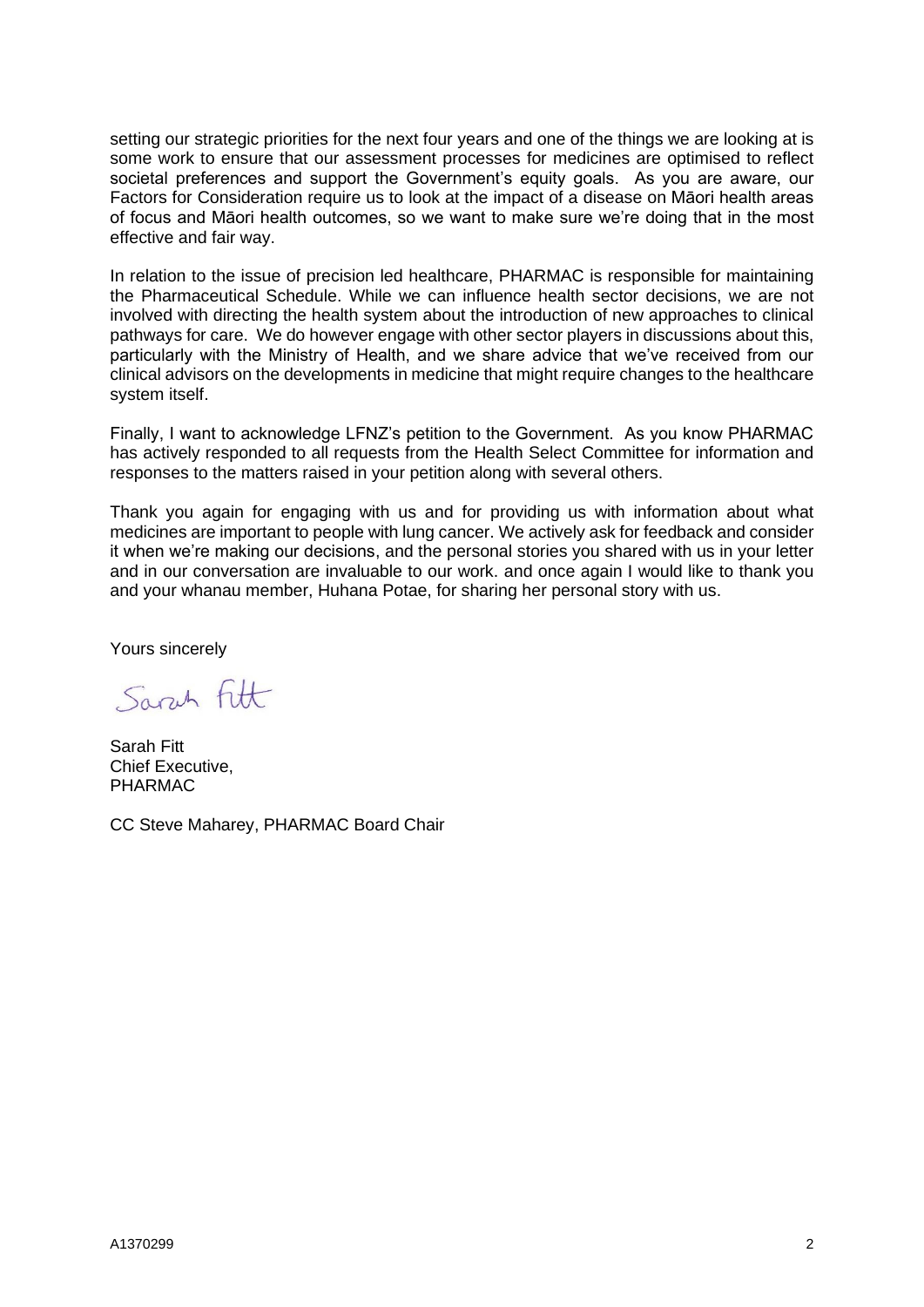setting our strategic priorities for the next four years and one of the things we are looking at is some work to ensure that our assessment processes for medicines are optimised to reflect societal preferences and support the Government's equity goals. As you are aware, our Factors for Consideration require us to look at the impact of a disease on Māori health areas of focus and Māori health outcomes, so we want to make sure we're doing that in the most effective and fair way.

In relation to the issue of precision led healthcare, PHARMAC is responsible for maintaining the Pharmaceutical Schedule. While we can influence health sector decisions, we are not involved with directing the health system about the introduction of new approaches to clinical pathways for care. We do however engage with other sector players in discussions about this, particularly with the Ministry of Health, and we share advice that we've received from our clinical advisors on the developments in medicine that might require changes to the healthcare system itself.

Finally, I want to acknowledge LFNZ's petition to the Government. As you know PHARMAC has actively responded to all requests from the Health Select Committee for information and responses to the matters raised in your petition along with several others.

Thank you again for engaging with us and for providing us with information about what medicines are important to people with lung cancer. We actively ask for feedback and consider it when we're making our decisions, and the personal stories you shared with us in your letter and in our conversation are invaluable to our work. and once again I would like to thank you and your whanau member, Huhana Potae, for sharing her personal story with us.

Yours sincerely

Sarah Fitt

Sarah Fitt
Chief Executive,
PHARMAC

CC Steve Maharey, PHARMAC Board Chair

A1370299